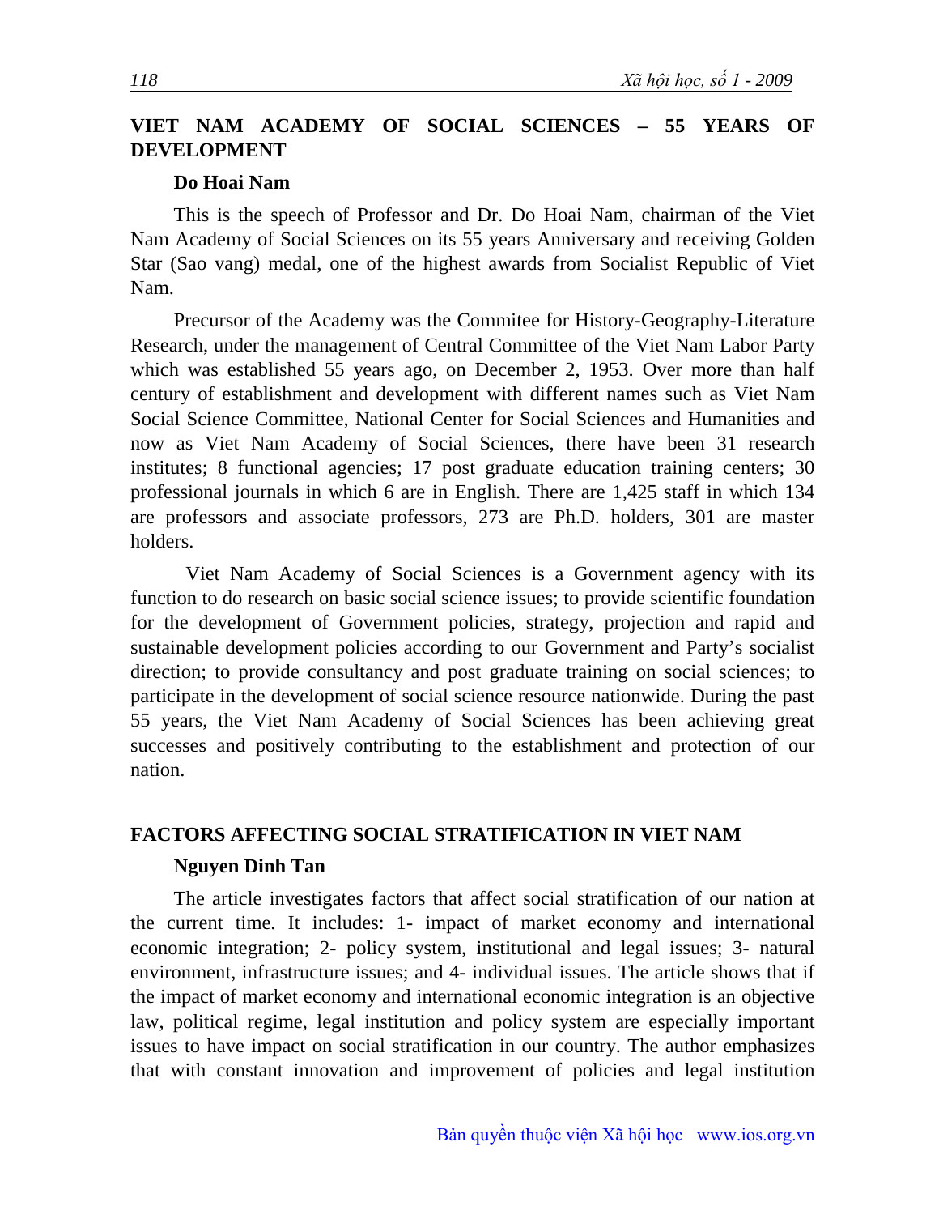## VIET NAM ACADEMY OF SOCIAL SCIENCES – 55 YEARS OF DEVELOPMENT

**Do Hoai Nam**

This is the speech of Professor and Dr. Do Hoai Nam, chairman of the Viet Nam Academy of Social Sciences on its 55 years Anniversary and receiving Golden Star (Sao vang) medal, one of the highest awards from Socialist Republic of Viet Nam.

Precursor of the Academy was the Commitee for History-Geography-Literature Research, under the management of Central Committee of the Viet Nam Labor Party which was established 55 years ago, on December 2, 1953. Over more than half century of establishment and development with different names such as Viet Nam Social Science Committee, National Center for Social Sciences and Humanities and now as Viet Nam Academy of Social Sciences, there have been 31 research institutes; 8 functional agencies; 17 post graduate education training centers; 30 professional journals in which 6 are in English. There are 1,425 staff in which 134 are professors and associate professors, 273 are Ph.D. holders, 301 are master holders.

Viet Nam Academy of Social Sciences is a Government agency with its function to do research on basic social science issues; to provide scientific foundation for the development of Government policies, strategy, projection and rapid and sustainable development policies according to our Government and Party's socialist direction; to provide consultancy and post graduate training on social sciences; to participate in the development of social science resource nationwide. During the past 55 years, the Viet Nam Academy of Social Sciences has been achieving great successes and positively contributing to the establishment and protection of our nation.

## FACTORS AFFECTING SOCIAL STRATIFICATION IN VIET NAM

**Nguyen Dinh Tan**

The article investigates factors that affect social stratification of our nation at the current time. It includes: 1- impact of market economy and international economic integration; 2- policy system, institutional and legal issues; 3- natural environment, infrastructure issues; and 4- individual issues. The article shows that if the impact of market economy and international economic integration is an objective law, political regime, legal institution and policy system are especially important issues to have impact on social stratification in our country. The author emphasizes that with constant innovation and improvement of policies and legal institution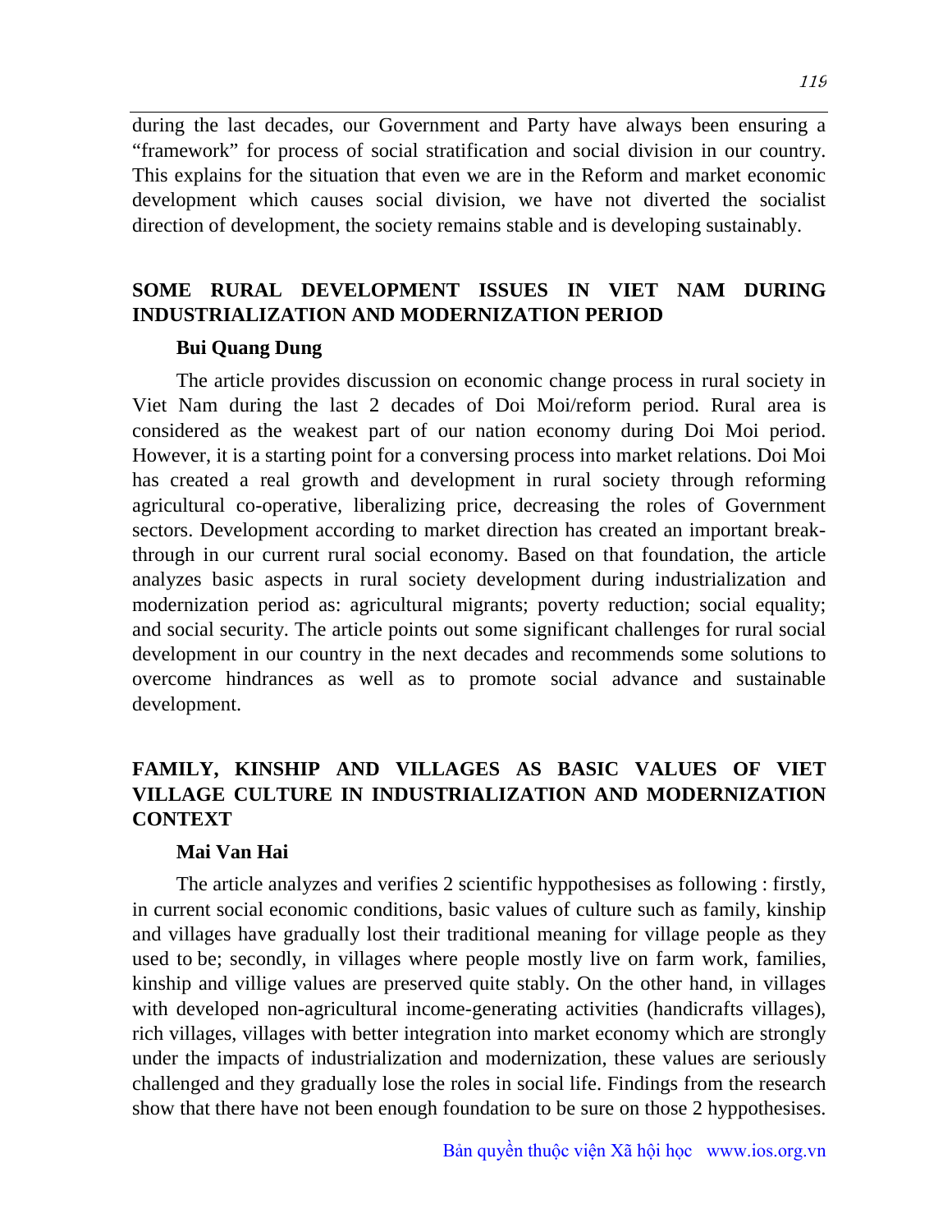during the last decades, our Government and Party have always been ensuring a "framework" for process of social stratification and social division in our country. This explains for the situation that even we are in the Reform and market economic development which causes social division, we have not diverted the socialist direction of development, the society remains stable and is developing sustainably.

## SOME RURAL DEVELOPMENT ISSUES IN VIET NAM DURING INDUSTRIALIZATION AND MODERNIZATION PERIOD

**Bui Quang Dung**

The article provides discussion on economic change process in rural society in Viet Nam during the last 2 decades of Doi Moi/reform period. Rural area is considered as the weakest part of our nation economy during Doi Moi period. However, it is a starting point for a conversing process into market relations. Doi Moi has created a real growth and development in rural society through reforming agricultural co-operative, liberalizing price, decreasing the roles of Government sectors. Development according to market direction has created an important break-through in our current rural social economy. Based on that foundation, the article analyzes basic aspects in rural society development during industrialization and modernization period as: agricultural migrants; poverty reduction; social equality; and social security. The article points out some significant challenges for rural social development in our country in the next decades and recommends some solutions to overcome hindrances as well as to promote social advance and sustainable development.

## FAMILY, KINSHIP AND VILLAGES AS BASIC VALUES OF VIET VILLAGE CULTURE IN INDUSTRIALIZATION AND MODERNIZATION CONTEXT

**Mai Van Hai**

The article analyzes and verifies 2 scientific hyppothesises as following : firstly, in current social economic conditions, basic values of culture such as family, kinship and villages have gradually lost their traditional meaning for village people as they used to be; secondly, in villages where people mostly live on farm work, families, kinship and villige values are preserved quite stably. On the other hand, in villages with developed non-agricultural income-generating activities (handicrafts villages), rich villages, villages with better integration into market economy which are strongly under the impacts of industrialization and modernization, these values are seriously challenged and they gradually lose the roles in social life. Findings from the research show that there have not been enough foundation to be sure on those 2 hypothesises.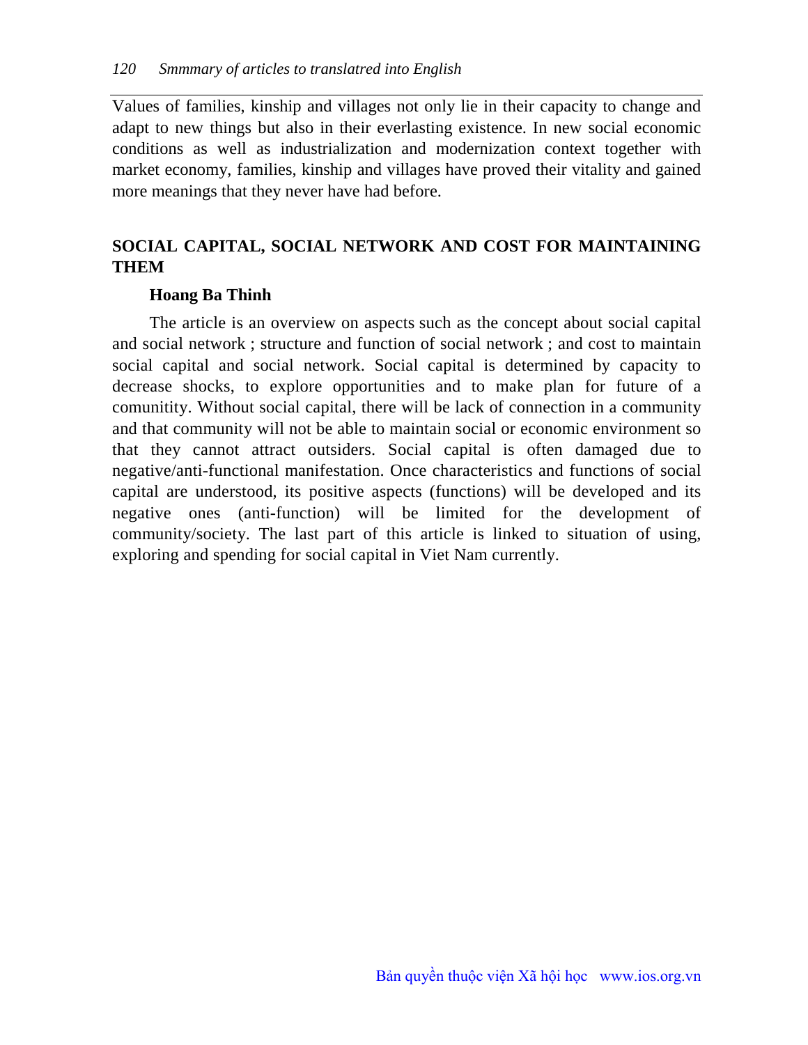Values of families, kinship and villages not only lie in their capacity to change and adapt to new things but also in their everlasting existence. In new social economic conditions as well as industrialization and modernization context together with market economy, families, kinship and villages have proved their vitality and gained more meanings that they never have had before.

## SOCIAL CAPITAL, SOCIAL NETWORK AND COST FOR MAINTAINING THEM

**Hoang Ba Thinh**

The article is an overview on aspects such as the concept about social capital and social network ; structure and function of social network ; and cost to maintain social capital and social network. Social capital is determined by capacity to decrease shocks, to explore opportunities and to make plan for future of a comunitity. Without social capital, there will be lack of connection in a community and that community will not be able to maintain social or economic environment so that they cannot attract outsiders. Social capital is often damaged due to negative/anti-functional manifestation. Once characteristics and functions of social capital are understood, its positive aspects (functions) will be developed and its negative ones (anti-function) will be limited for the development of community/society. The last part of this article is linked to situation of using, exploring and spending for social capital in Viet Nam currently.